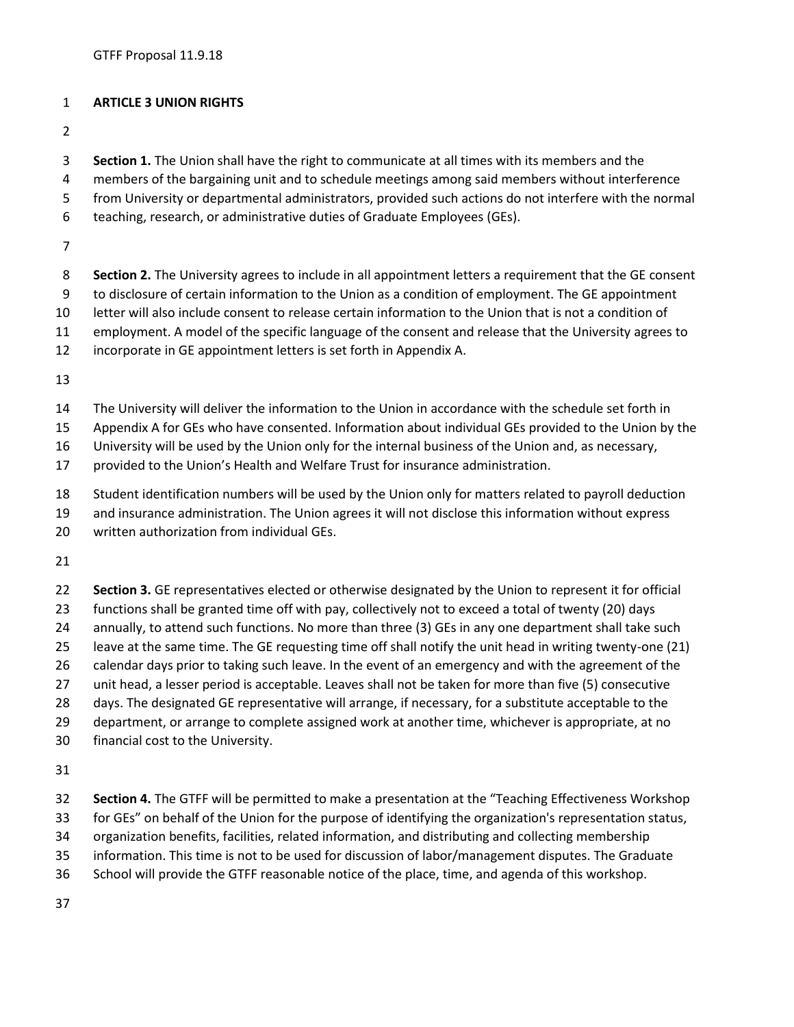GTFF Proposal 11.9.18

**ARTICLE 3 UNION RIGHTS**

**Section 1.** The Union shall have the right to communicate at all times with its members and the members of the bargaining unit and to schedule meetings among said members without interference from University or departmental administrators, provided such actions do not interfere with the normal teaching, research, or administrative duties of Graduate Employees (GEs).

**Section 2.** The University agrees to include in all appointment letters a requirement that the GE consent to disclosure of certain information to the Union as a condition of employment. The GE appointment letter will also include consent to release certain information to the Union that is not a condition of employment. A model of the specific language of the consent and release that the University agrees to incorporate in GE appointment letters is set forth in Appendix A.

The University will deliver the information to the Union in accordance with the schedule set forth in Appendix A for GEs who have consented. Information about individual GEs provided to the Union by the University will be used by the Union only for the internal business of the Union and, as necessary, provided to the Union's Health and Welfare Trust for insurance administration.

Student identification numbers will be used by the Union only for matters related to payroll deduction and insurance administration. The Union agrees it will not disclose this information without express written authorization from individual GEs.

**Section 3.** GE representatives elected or otherwise designated by the Union to represent it for official functions shall be granted time off with pay, collectively not to exceed a total of twenty (20) days annually, to attend such functions. No more than three (3) GEs in any one department shall take such leave at the same time. The GE requesting time off shall notify the unit head in writing twenty-one (21) calendar days prior to taking such leave. In the event of an emergency and with the agreement of the unit head, a lesser period is acceptable. Leaves shall not be taken for more than five (5) consecutive days. The designated GE representative will arrange, if necessary, for a substitute acceptable to the department, or arrange to complete assigned work at another time, whichever is appropriate, at no financial cost to the University.

**Section 4.** The GTFF will be permitted to make a presentation at the "Teaching Effectiveness Workshop for GEs" on behalf of the Union for the purpose of identifying the organization's representation status, organization benefits, facilities, related information, and distributing and collecting membership information. This time is not to be used for discussion of labor/management disputes. The Graduate School will provide the GTFF reasonable notice of the place, time, and agenda of this workshop.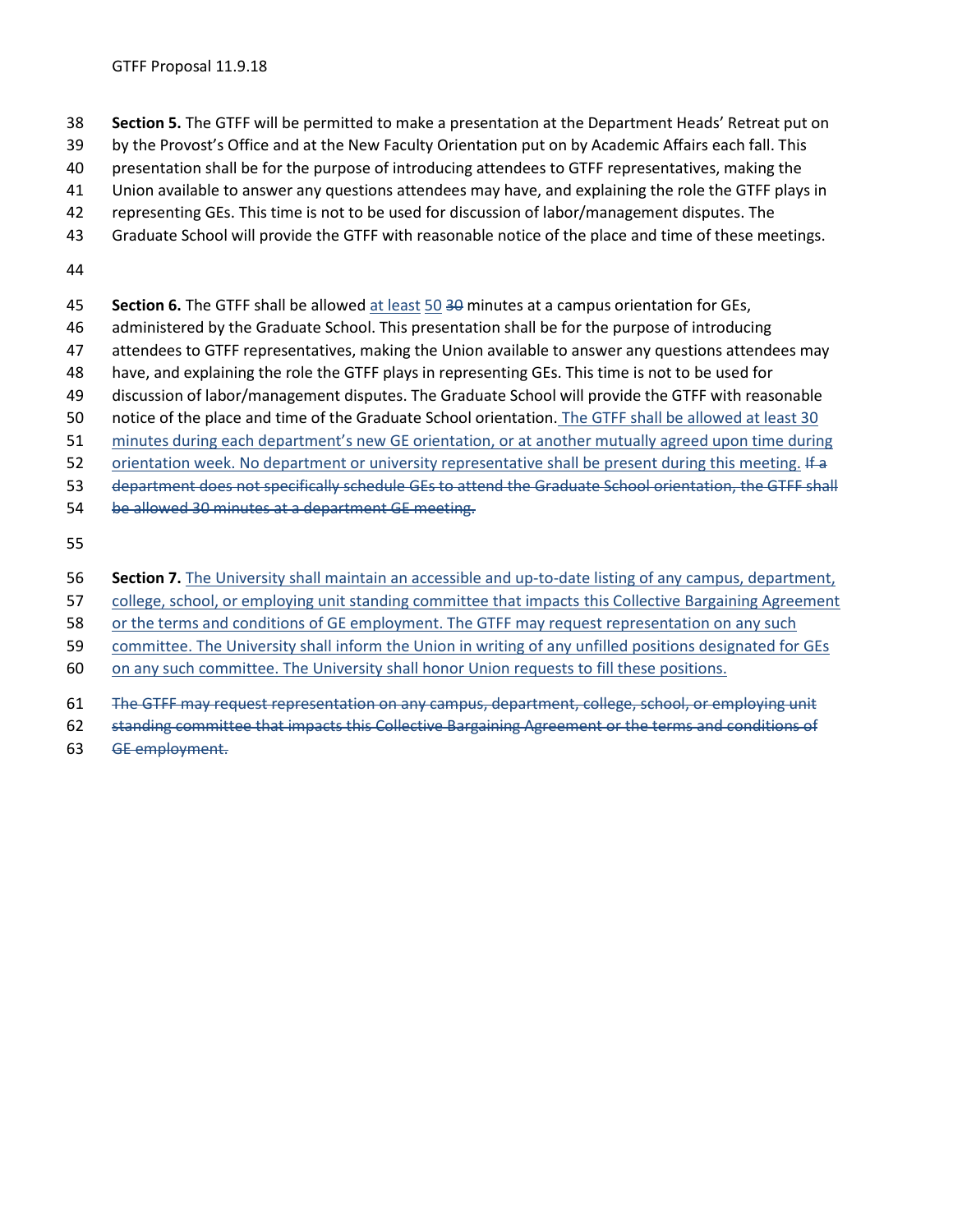**Section 5.** The GTFF will be permitted to make a presentation at the Department Heads' Retreat put on by the Provost's Office and at the New Faculty Orientation put on by Academic Affairs each fall. This presentation shall be for the purpose of introducing attendees to GTFF representatives, making the Union available to answer any questions attendees may have, and explaining the role the GTFF plays in representing GEs. This time is not to be used for discussion of labor/management disputes. The Graduate School will provide the GTFF with reasonable notice of the place and time of these meetings.

**Section 6.** The GTFF shall be allowed at least 50 ~~30~~ minutes at a campus orientation for GEs, administered by the Graduate School. This presentation shall be for the purpose of introducing attendees to GTFF representatives, making the Union available to answer any questions attendees may have, and explaining the role the GTFF plays in representing GEs. This time is not to be used for discussion of labor/management disputes. The Graduate School will provide the GTFF with reasonable notice of the place and time of the Graduate School orientation. The GTFF shall be allowed at least 30 minutes during each department's new GE orientation, or at another mutually agreed upon time during orientation week. No department or university representative shall be present during this meeting. ~~If a department does not specifically schedule GEs to attend the Graduate School orientation, the GTFF shall be allowed 30 minutes at a department GE meeting.~~

**Section 7.** The University shall maintain an accessible and up-to-date listing of any campus, department, college, school, or employing unit standing committee that impacts this Collective Bargaining Agreement or the terms and conditions of GE employment. The GTFF may request representation on any such committee. The University shall inform the Union in writing of any unfilled positions designated for GEs on any such committee. The University shall honor Union requests to fill these positions.

~~The GTFF may request representation on any campus, department, college, school, or employing unit standing committee that impacts this Collective Bargaining Agreement or the terms and conditions of GE employment.~~